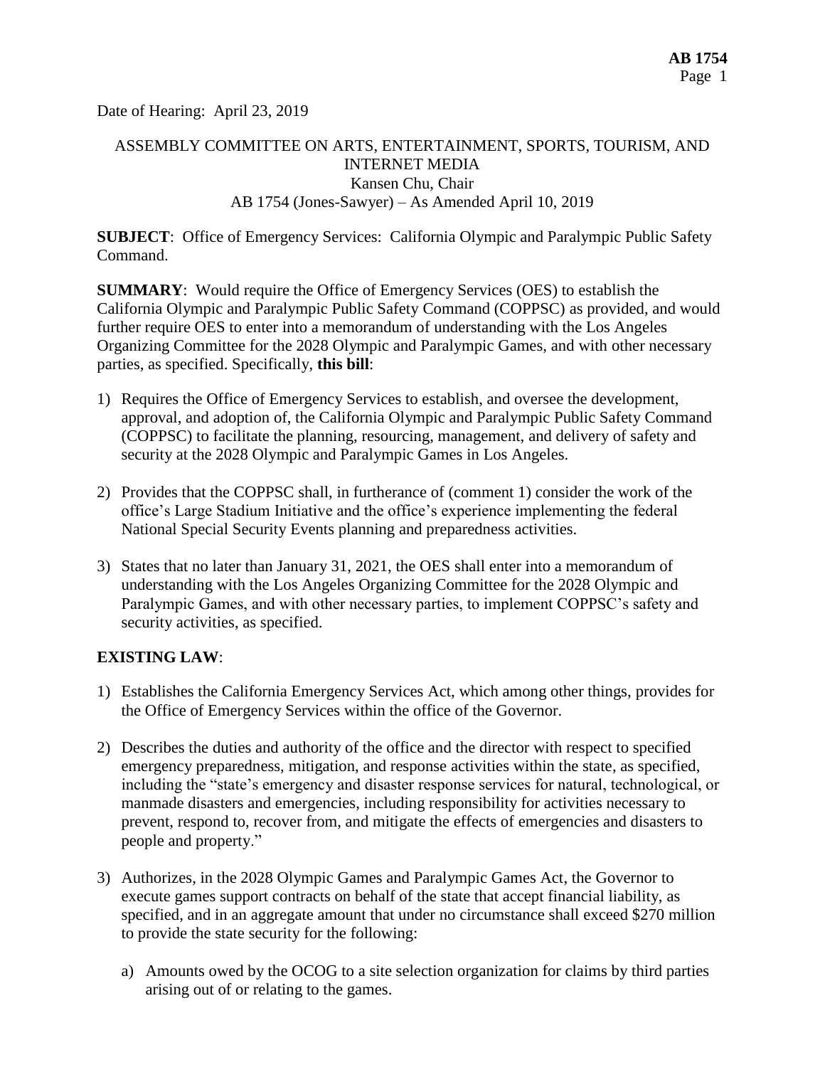Date of Hearing: April 23, 2019

ASSEMBLY COMMITTEE ON ARTS, ENTERTAINMENT, SPORTS, TOURISM, AND INTERNET MEDIA
Kansen Chu, Chair
AB 1754 (Jones-Sawyer) – As Amended April 10, 2019

**SUBJECT**: Office of Emergency Services: California Olympic and Paralympic Public Safety Command.

**SUMMARY**: Would require the Office of Emergency Services (OES) to establish the California Olympic and Paralympic Public Safety Command (COPPSC) as provided, and would further require OES to enter into a memorandum of understanding with the Los Angeles Organizing Committee for the 2028 Olympic and Paralympic Games, and with other necessary parties, as specified. Specifically, **this bill**:

1) Requires the Office of Emergency Services to establish, and oversee the development, approval, and adoption of, the California Olympic and Paralympic Public Safety Command (COPPSC) to facilitate the planning, resourcing, management, and delivery of safety and security at the 2028 Olympic and Paralympic Games in Los Angeles.

2) Provides that the COPPSC shall, in furtherance of (comment 1) consider the work of the office's Large Stadium Initiative and the office's experience implementing the federal National Special Security Events planning and preparedness activities.

3) States that no later than January 31, 2021, the OES shall enter into a memorandum of understanding with the Los Angeles Organizing Committee for the 2028 Olympic and Paralympic Games, and with other necessary parties, to implement COPPSC's safety and security activities, as specified.

**EXISTING LAW**:

1) Establishes the California Emergency Services Act, which among other things, provides for the Office of Emergency Services within the office of the Governor.

2) Describes the duties and authority of the office and the director with respect to specified emergency preparedness, mitigation, and response activities within the state, as specified, including the "state's emergency and disaster response services for natural, technological, or manmade disasters and emergencies, including responsibility for activities necessary to prevent, respond to, recover from, and mitigate the effects of emergencies and disasters to people and property."

3) Authorizes, in the 2028 Olympic Games and Paralympic Games Act, the Governor to execute games support contracts on behalf of the state that accept financial liability, as specified, and in an aggregate amount that under no circumstance shall exceed $270 million to provide the state security for the following:

   a) Amounts owed by the OCOG to a site selection organization for claims by third parties arising out of or relating to the games.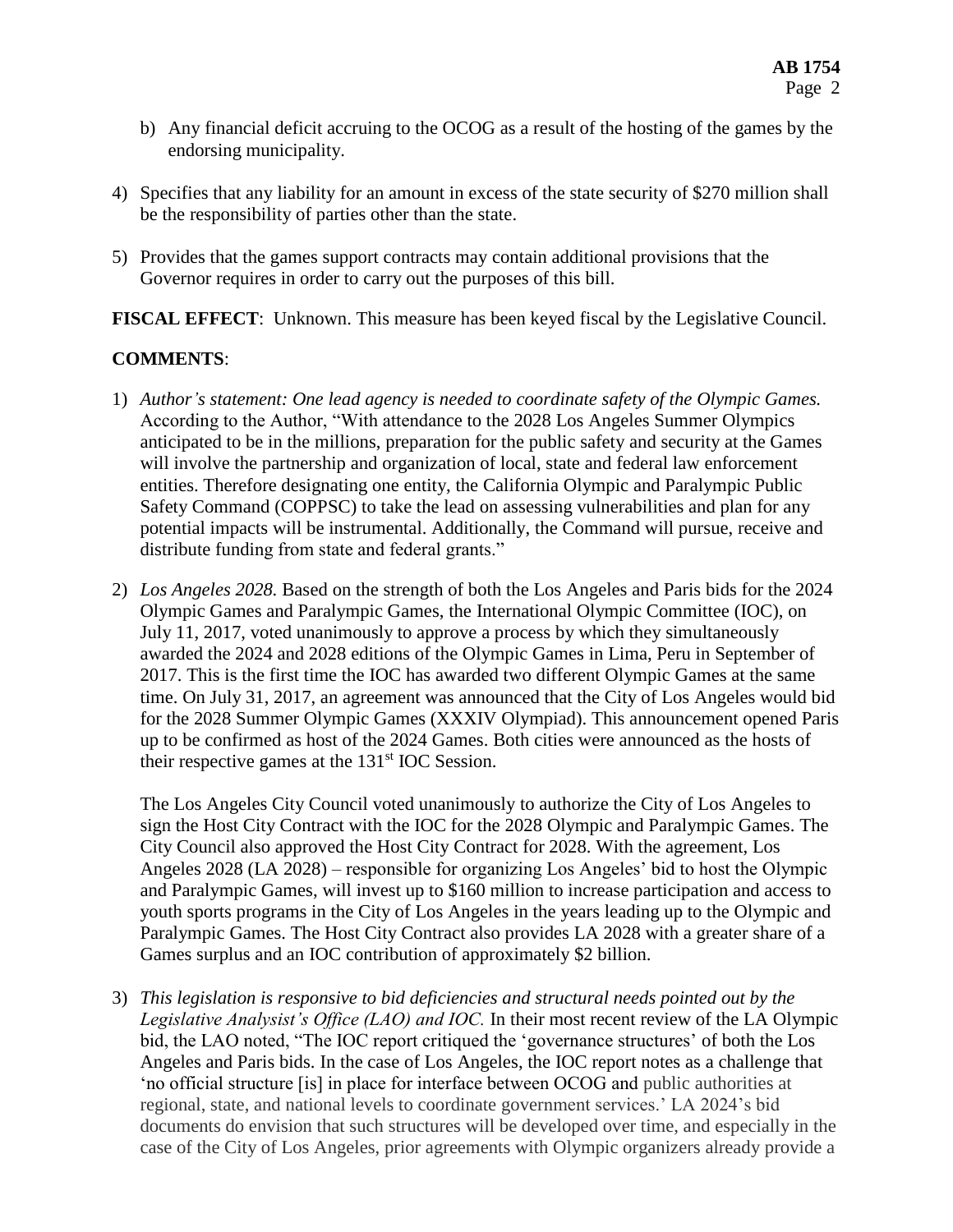b) Any financial deficit accruing to the OCOG as a result of the hosting of the games by the endorsing municipality.

4) Specifies that any liability for an amount in excess of the state security of $270 million shall be the responsibility of parties other than the state.

5) Provides that the games support contracts may contain additional provisions that the Governor requires in order to carry out the purposes of this bill.

**FISCAL EFFECT**: Unknown. This measure has been keyed fiscal by the Legislative Council.

**COMMENTS**:

1) *Author's statement: One lead agency is needed to coordinate safety of the Olympic Games.* According to the Author, "With attendance to the 2028 Los Angeles Summer Olympics anticipated to be in the millions, preparation for the public safety and security at the Games will involve the partnership and organization of local, state and federal law enforcement entities. Therefore designating one entity, the California Olympic and Paralympic Public Safety Command (COPPSC) to take the lead on assessing vulnerabilities and plan for any potential impacts will be instrumental. Additionally, the Command will pursue, receive and distribute funding from state and federal grants."

2) *Los Angeles 2028.* Based on the strength of both the Los Angeles and Paris bids for the 2024 Olympic Games and Paralympic Games, the International Olympic Committee (IOC), on July 11, 2017, voted unanimously to approve a process by which they simultaneously awarded the 2024 and 2028 editions of the Olympic Games in Lima, Peru in September of 2017. This is the first time the IOC has awarded two different Olympic Games at the same time. On July 31, 2017, an agreement was announced that the City of Los Angeles would bid for the 2028 Summer Olympic Games (XXXIV Olympiad). This announcement opened Paris up to be confirmed as host of the 2024 Games. Both cities were announced as the hosts of their respective games at the 131st IOC Session.

   The Los Angeles City Council voted unanimously to authorize the City of Los Angeles to sign the Host City Contract with the IOC for the 2028 Olympic and Paralympic Games. The City Council also approved the Host City Contract for 2028. With the agreement, Los Angeles 2028 (LA 2028) – responsible for organizing Los Angeles' bid to host the Olympic and Paralympic Games, will invest up to $160 million to increase participation and access to youth sports programs in the City of Los Angeles in the years leading up to the Olympic and Paralympic Games. The Host City Contract also provides LA 2028 with a greater share of a Games surplus and an IOC contribution of approximately $2 billion.

3) *This legislation is responsive to bid deficiencies and structural needs pointed out by the Legislative Analysist's Office (LAO) and IOC.* In their most recent review of the LA Olympic bid, the LAO noted, "The IOC report critiqued the 'governance structures' of both the Los Angeles and Paris bids. In the case of Los Angeles, the IOC report notes as a challenge that 'no official structure [is] in place for interface between OCOG and public authorities at regional, state, and national levels to coordinate government services.' LA 2024's bid documents do envision that such structures will be developed over time, and especially in the case of the City of Los Angeles, prior agreements with Olympic organizers already provide a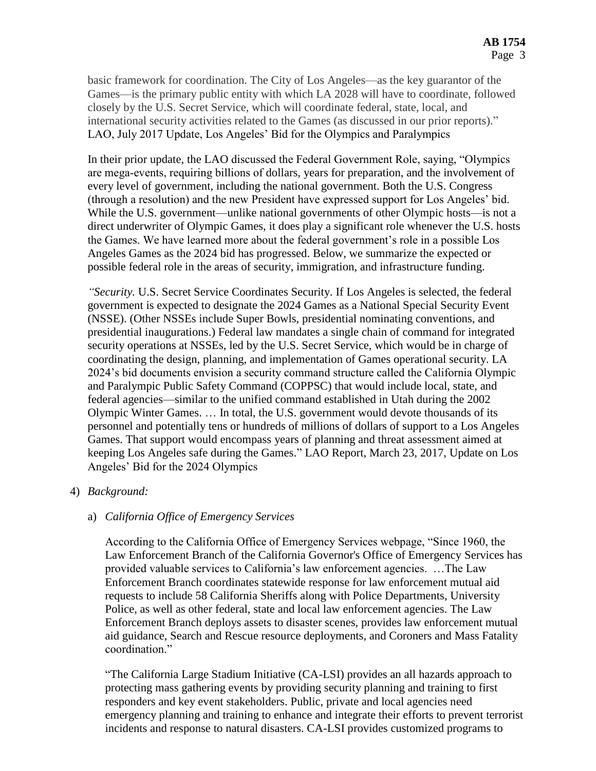basic framework for coordination. The City of Los Angeles—as the key guarantor of the Games—is the primary public entity with which LA 2028 will have to coordinate, followed closely by the U.S. Secret Service, which will coordinate federal, state, local, and international security activities related to the Games (as discussed in our prior reports)." LAO, July 2017 Update, Los Angeles' Bid for the Olympics and Paralympics

In their prior update, the LAO discussed the Federal Government Role, saying, "Olympics are mega-events, requiring billions of dollars, years for preparation, and the involvement of every level of government, including the national government. Both the U.S. Congress (through a resolution) and the new President have expressed support for Los Angeles' bid. While the U.S. government—unlike national governments of other Olympic hosts—is not a direct underwriter of Olympic Games, it does play a significant role whenever the U.S. hosts the Games. We have learned more about the federal government's role in a possible Los Angeles Games as the 2024 bid has progressed. Below, we summarize the expected or possible federal role in the areas of security, immigration, and infrastructure funding.

*"Security.* U.S. Secret Service Coordinates Security. If Los Angeles is selected, the federal government is expected to designate the 2024 Games as a National Special Security Event (NSSE). (Other NSSEs include Super Bowls, presidential nominating conventions, and presidential inaugurations.) Federal law mandates a single chain of command for integrated security operations at NSSEs, led by the U.S. Secret Service, which would be in charge of coordinating the design, planning, and implementation of Games operational security. LA 2024's bid documents envision a security command structure called the California Olympic and Paralympic Public Safety Command (COPPSC) that would include local, state, and federal agencies—similar to the unified command established in Utah during the 2002 Olympic Winter Games. … In total, the U.S. government would devote thousands of its personnel and potentially tens or hundreds of millions of dollars of support to a Los Angeles Games. That support would encompass years of planning and threat assessment aimed at keeping Los Angeles safe during the Games." LAO Report, March 23, 2017, Update on Los Angeles' Bid for the 2024 Olympics

4) *Background:*

   a) *California Office of Emergency Services*

   According to the California Office of Emergency Services webpage, "Since 1960, the Law Enforcement Branch of the California Governor's Office of Emergency Services has provided valuable services to California's law enforcement agencies. …The Law Enforcement Branch coordinates statewide response for law enforcement mutual aid requests to include 58 California Sheriffs along with Police Departments, University Police, as well as other federal, state and local law enforcement agencies. The Law Enforcement Branch deploys assets to disaster scenes, provides law enforcement mutual aid guidance, Search and Rescue resource deployments, and Coroners and Mass Fatality coordination."

   "The California Large Stadium Initiative (CA-LSI) provides an all hazards approach to protecting mass gathering events by providing security planning and training to first responders and key event stakeholders. Public, private and local agencies need emergency planning and training to enhance and integrate their efforts to prevent terrorist incidents and response to natural disasters. CA-LSI provides customized programs to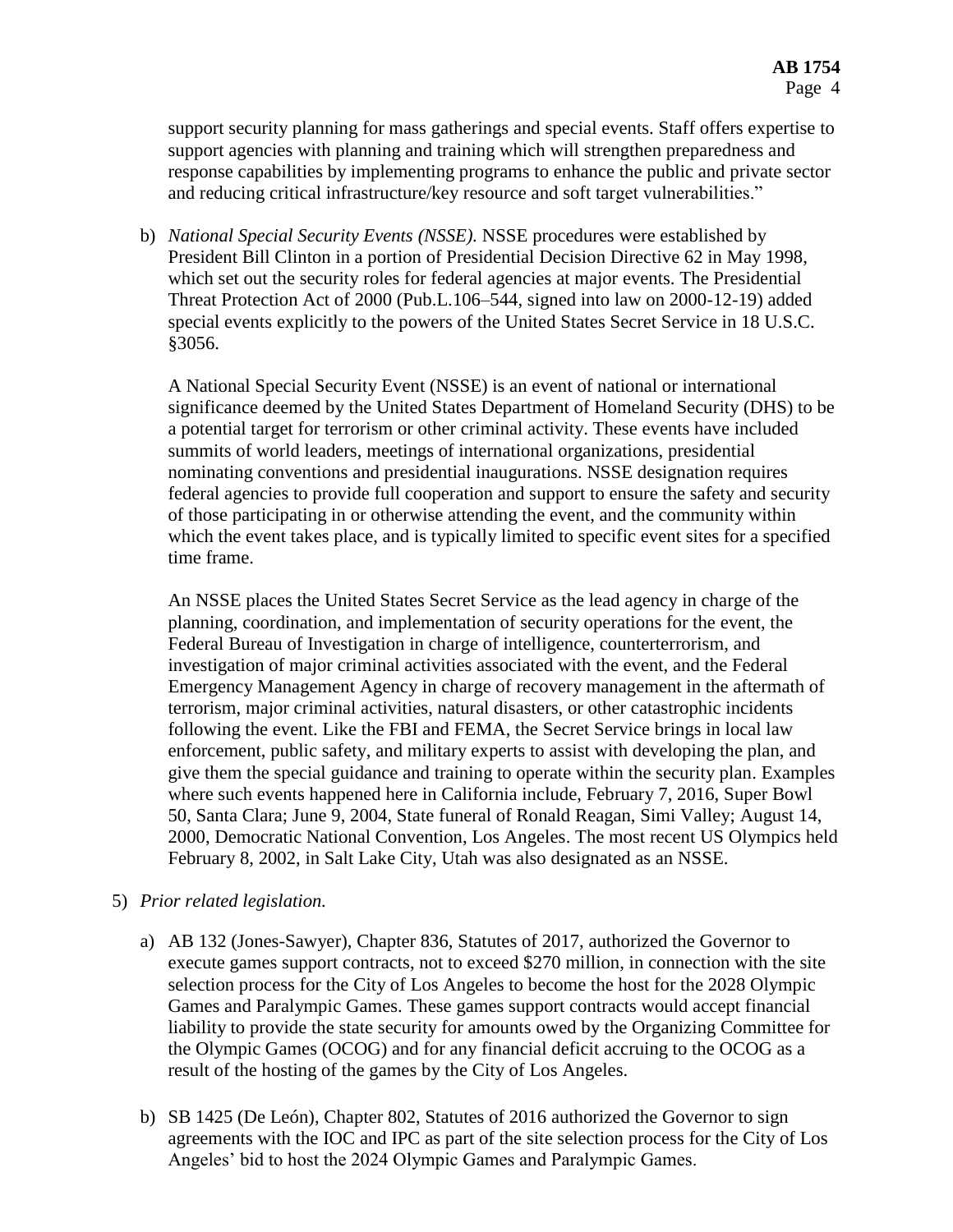support security planning for mass gatherings and special events. Staff offers expertise to support agencies with planning and training which will strengthen preparedness and response capabilities by implementing programs to enhance the public and private sector and reducing critical infrastructure/key resource and soft target vulnerabilities."

b) *National Special Security Events (NSSE).* NSSE procedures were established by President Bill Clinton in a portion of Presidential Decision Directive 62 in May 1998, which set out the security roles for federal agencies at major events. The Presidential Threat Protection Act of 2000 (Pub.L.106–544, signed into law on 2000-12-19) added special events explicitly to the powers of the United States Secret Service in 18 U.S.C. §3056.

   A National Special Security Event (NSSE) is an event of national or international significance deemed by the United States Department of Homeland Security (DHS) to be a potential target for terrorism or other criminal activity. These events have included summits of world leaders, meetings of international organizations, presidential nominating conventions and presidential inaugurations. NSSE designation requires federal agencies to provide full cooperation and support to ensure the safety and security of those participating in or otherwise attending the event, and the community within which the event takes place, and is typically limited to specific event sites for a specified time frame.

   An NSSE places the United States Secret Service as the lead agency in charge of the planning, coordination, and implementation of security operations for the event, the Federal Bureau of Investigation in charge of intelligence, counterterrorism, and investigation of major criminal activities associated with the event, and the Federal Emergency Management Agency in charge of recovery management in the aftermath of terrorism, major criminal activities, natural disasters, or other catastrophic incidents following the event. Like the FBI and FEMA, the Secret Service brings in local law enforcement, public safety, and military experts to assist with developing the plan, and give them the special guidance and training to operate within the security plan. Examples where such events happened here in California include, February 7, 2016, Super Bowl 50, Santa Clara; June 9, 2004, State funeral of Ronald Reagan, Simi Valley; August 14, 2000, Democratic National Convention, Los Angeles. The most recent US Olympics held February 8, 2002, in Salt Lake City, Utah was also designated as an NSSE.

5) *Prior related legislation.*

   a) AB 132 (Jones-Sawyer), Chapter 836, Statutes of 2017, authorized the Governor to execute games support contracts, not to exceed $270 million, in connection with the site selection process for the City of Los Angeles to become the host for the 2028 Olympic Games and Paralympic Games. These games support contracts would accept financial liability to provide the state security for amounts owed by the Organizing Committee for the Olympic Games (OCOG) and for any financial deficit accruing to the OCOG as a result of the hosting of the games by the City of Los Angeles.

   b) SB 1425 (De León), Chapter 802, Statutes of 2016 authorized the Governor to sign agreements with the IOC and IPC as part of the site selection process for the City of Los Angeles' bid to host the 2024 Olympic Games and Paralympic Games.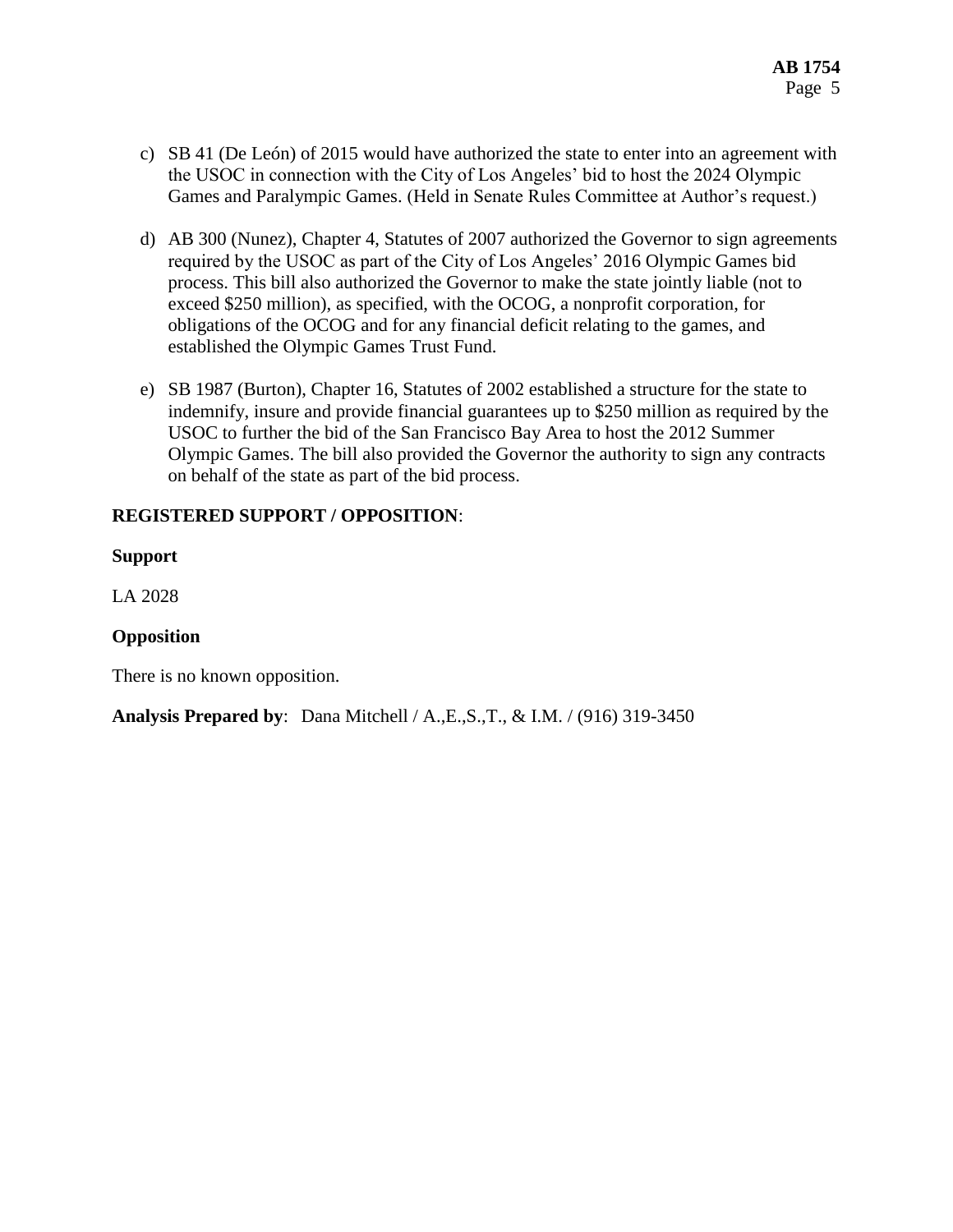c) SB 41 (De León) of 2015 would have authorized the state to enter into an agreement with the USOC in connection with the City of Los Angeles' bid to host the 2024 Olympic Games and Paralympic Games. (Held in Senate Rules Committee at Author's request.)

d) AB 300 (Nunez), Chapter 4, Statutes of 2007 authorized the Governor to sign agreements required by the USOC as part of the City of Los Angeles' 2016 Olympic Games bid process. This bill also authorized the Governor to make the state jointly liable (not to exceed $250 million), as specified, with the OCOG, a nonprofit corporation, for obligations of the OCOG and for any financial deficit relating to the games, and established the Olympic Games Trust Fund.

e) SB 1987 (Burton), Chapter 16, Statutes of 2002 established a structure for the state to indemnify, insure and provide financial guarantees up to $250 million as required by the USOC to further the bid of the San Francisco Bay Area to host the 2012 Summer Olympic Games. The bill also provided the Governor the authority to sign any contracts on behalf of the state as part of the bid process.

**REGISTERED SUPPORT / OPPOSITION**:

**Support**

LA 2028

**Opposition**

There is no known opposition.

**Analysis Prepared by**: Dana Mitchell / A.,E.,S.,T., & I.M. / (916) 319-3450